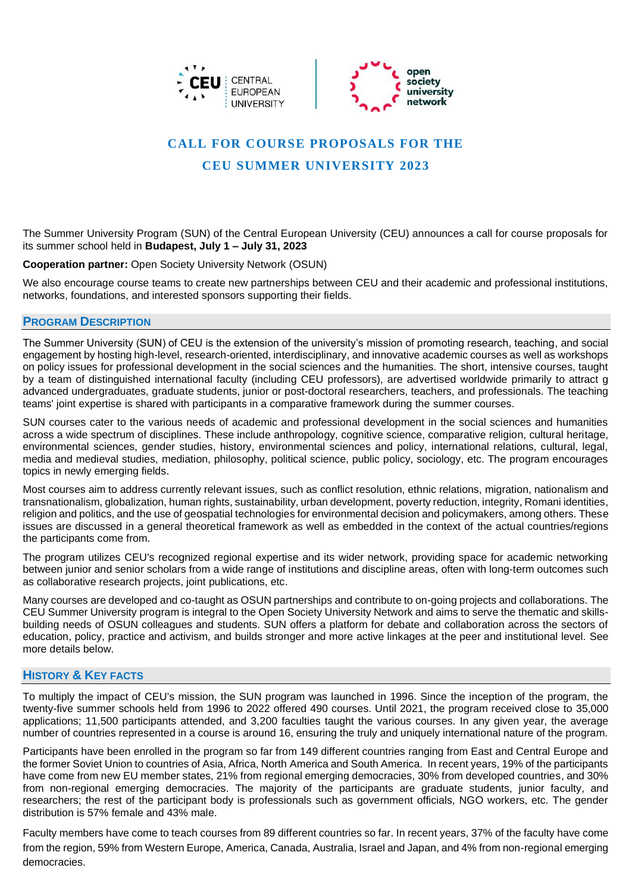# CALL FOR COURSE PROPOSALS FOR THE CEU SUMMER UNIVERSITY 2023

The Summer University Program (SUN) of the Central European University (CEU) announces a call for course proposals for its summer school held in **Budapest, July 1 – July 31, 2023**

**Cooperation partner:** Open Society University Network (OSUN)

We also encourage course teams to create new partnerships between CEU and their academic and professional institutions, networks, foundations, and interested sponsors supporting their fields.

## Program Description

The Summer University (SUN) of CEU is the extension of the university's mission of promoting research, teaching, and social engagement by hosting high-level, research-oriented, interdisciplinary, and innovative academic courses as well as workshops on policy issues for professional development in the social sciences and the humanities. The short, intensive courses, taught by a team of distinguished international faculty (including CEU professors), are advertised worldwide primarily to attract g advanced undergraduates, graduate students, junior or post-doctoral researchers, teachers, and professionals. The teaching teams' joint expertise is shared with participants in a comparative framework during the summer courses.

SUN courses cater to the various needs of academic and professional development in the social sciences and humanities across a wide spectrum of disciplines. These include anthropology, cognitive science, comparative religion, cultural heritage, environmental sciences, gender studies, history, environmental sciences and policy, international relations, cultural, legal, media and medieval studies, mediation, philosophy, political science, public policy, sociology, etc. The program encourages topics in newly emerging fields.

Most courses aim to address currently relevant issues, such as conflict resolution, ethnic relations, migration, nationalism and transnationalism, globalization, human rights, sustainability, urban development, poverty reduction, integrity, Romani identities, religion and politics, and the use of geospatial technologies for environmental decision and policymakers, among others. These issues are discussed in a general theoretical framework as well as embedded in the context of the actual countries/regions the participants come from.

The program utilizes CEU's recognized regional expertise and its wider network, providing space for academic networking between junior and senior scholars from a wide range of institutions and discipline areas, often with long-term outcomes such as collaborative research projects, joint publications, etc.

Many courses are developed and co-taught as OSUN partnerships and contribute to on-going projects and collaborations. The CEU Summer University program is integral to the Open Society University Network and aims to serve the thematic and skills-building needs of OSUN colleagues and students. SUN offers a platform for debate and collaboration across the sectors of education, policy, practice and activism, and builds stronger and more active linkages at the peer and institutional level. See more details below.

## History & Key Facts

To multiply the impact of CEU's mission, the SUN program was launched in 1996. Since the inception of the program, the twenty-five summer schools held from 1996 to 2022 offered 490 courses. Until 2021, the program received close to 35,000 applications; 11,500 participants attended, and 3,200 faculties taught the various courses. In any given year, the average number of countries represented in a course is around 16, ensuring the truly and uniquely international nature of the program.

Participants have been enrolled in the program so far from 149 different countries ranging from East and Central Europe and the former Soviet Union to countries of Asia, Africa, North America and South America. In recent years, 19% of the participants have come from new EU member states, 21% from regional emerging democracies, 30% from developed countries, and 30% from non-regional emerging democracies. The majority of the participants are graduate students, junior faculty, and researchers; the rest of the participant body is professionals such as government officials, NGO workers, etc. The gender distribution is 57% female and 43% male.

Faculty members have come to teach courses from 89 different countries so far. In recent years, 37% of the faculty have come from the region, 59% from Western Europe, America, Canada, Australia, Israel and Japan, and 4% from non-regional emerging democracies.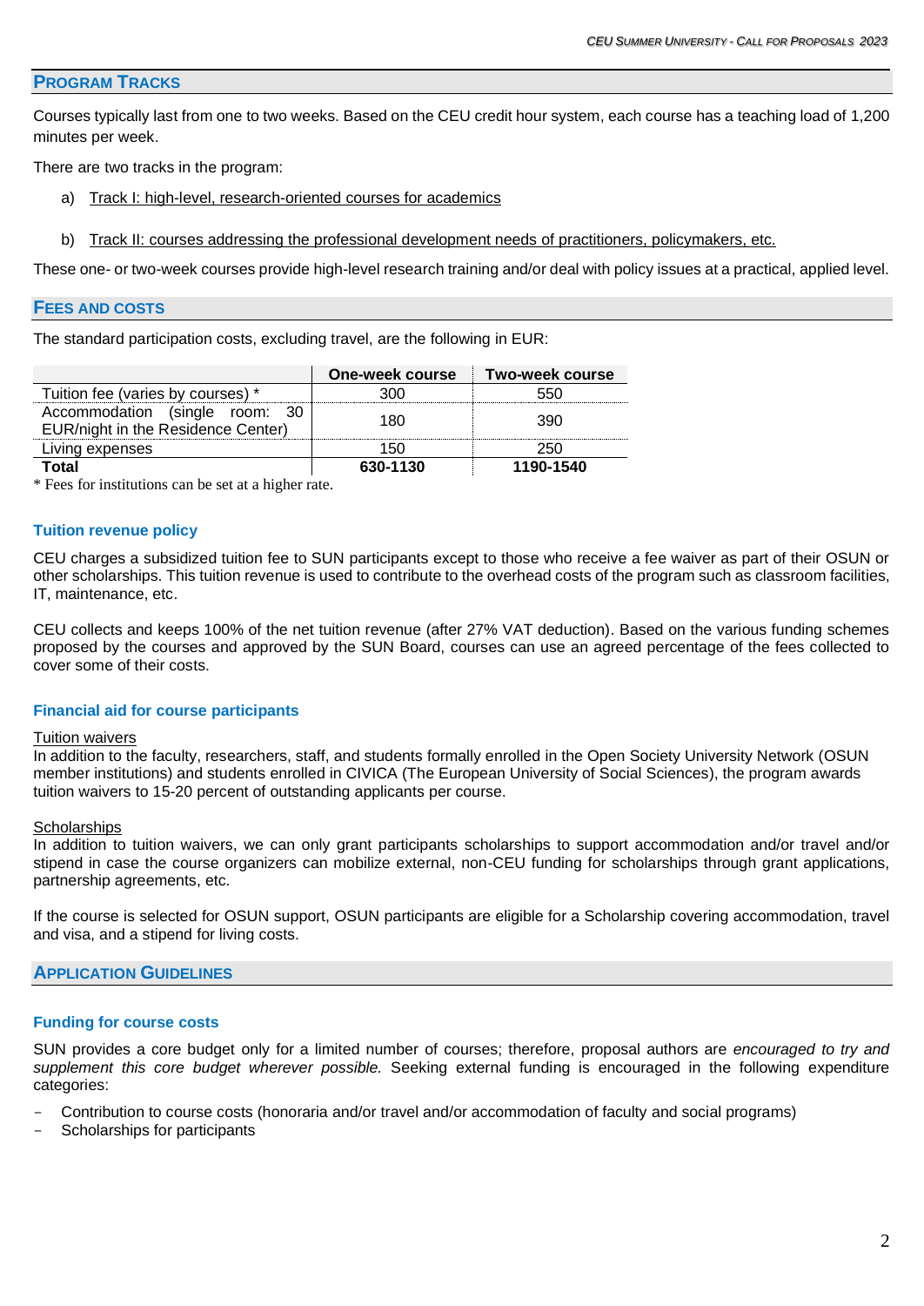## Program Tracks

Courses typically last from one to two weeks. Based on the CEU credit hour system, each course has a teaching load of 1,200 minutes per week.

There are two tracks in the program:

a) Track I: high-level, research-oriented courses for academics

b) Track II: courses addressing the professional development needs of practitioners, policymakers, etc.

These one- or two-week courses provide high-level research training and/or deal with policy issues at a practical, applied level.

## Fees and Costs

The standard participation costs, excluding travel, are the following in EUR:

| | One-week course | Two-week course |
|---|---|---|
| Tuition fee (varies by courses) * | 300 | 550 |
| Accommodation (single room: 30 EUR/night in the Residence Center) | 180 | 390 |
| Living expenses | 150 | 250 |
| **Total** | **630-1130** | **1190-1540** |

\* Fees for institutions can be set at a higher rate.

### Tuition revenue policy

CEU charges a subsidized tuition fee to SUN participants except to those who receive a fee waiver as part of their OSUN or other scholarships. This tuition revenue is used to contribute to the overhead costs of the program such as classroom facilities, IT, maintenance, etc.

CEU collects and keeps 100% of the net tuition revenue (after 27% VAT deduction). Based on the various funding schemes proposed by the courses and approved by the SUN Board, courses can use an agreed percentage of the fees collected to cover some of their costs.

### Financial aid for course participants

Tuition waivers

In addition to the faculty, researchers, staff, and students formally enrolled in the Open Society University Network (OSUN member institutions) and students enrolled in CIVICA (The European University of Social Sciences), the program awards tuition waivers to 15-20 percent of outstanding applicants per course.

Scholarships

In addition to tuition waivers, we can only grant participants scholarships to support accommodation and/or travel and/or stipend in case the course organizers can mobilize external, non-CEU funding for scholarships through grant applications, partnership agreements, etc.

If the course is selected for OSUN support, OSUN participants are eligible for a Scholarship covering accommodation, travel and visa, and a stipend for living costs.

## Application Guidelines

### Funding for course costs

SUN provides a core budget only for a limited number of courses; therefore, proposal authors are *encouraged to try and supplement this core budget wherever possible.* Seeking external funding is encouraged in the following expenditure categories:

- Contribution to course costs (honoraria and/or travel and/or accommodation of faculty and social programs)
- Scholarships for participants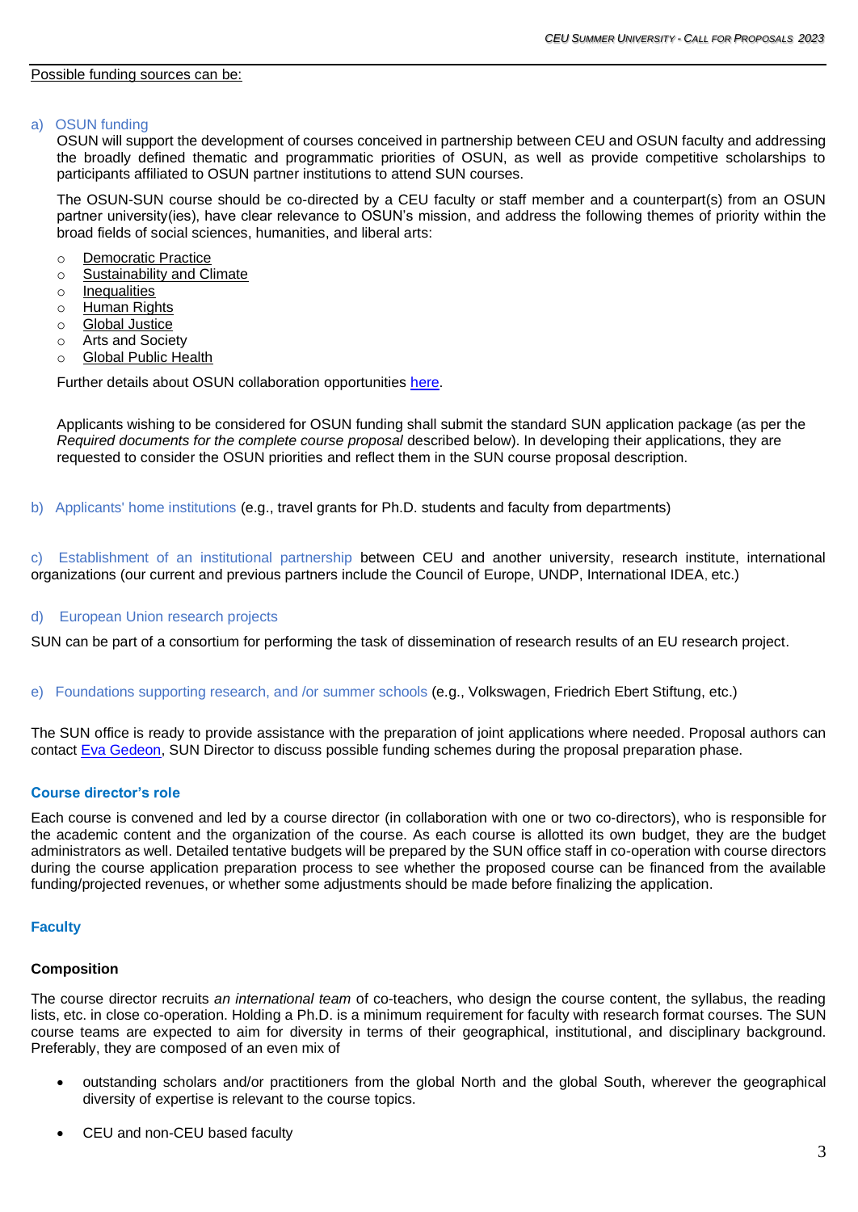Possible funding sources can be:

a) OSUN funding
OSUN will support the development of courses conceived in partnership between CEU and OSUN faculty and addressing the broadly defined thematic and programmatic priorities of OSUN, as well as provide competitive scholarships to participants affiliated to OSUN partner institutions to attend SUN courses.

The OSUN-SUN course should be co-directed by a CEU faculty or staff member and a counterpart(s) from an OSUN partner university(ies), have clear relevance to OSUN's mission, and address the following themes of priority within the broad fields of social sciences, humanities, and liberal arts:

- Democratic Practice
- Sustainability and Climate
- Inequalities
- Human Rights
- Global Justice
- Arts and Society
- Global Public Health

Further details about OSUN collaboration opportunities here.

Applicants wishing to be considered for OSUN funding shall submit the standard SUN application package (as per the *Required documents for the complete course proposal* described below). In developing their applications, they are requested to consider the OSUN priorities and reflect them in the SUN course proposal description.

b) Applicants' home institutions (e.g., travel grants for Ph.D. students and faculty from departments)

c) Establishment of an institutional partnership between CEU and another university, research institute, international organizations (our current and previous partners include the Council of Europe, UNDP, International IDEA, etc.)

d) European Union research projects

SUN can be part of a consortium for performing the task of dissemination of research results of an EU research project.

e) Foundations supporting research, and /or summer schools (e.g., Volkswagen, Friedrich Ebert Stiftung, etc.)

The SUN office is ready to provide assistance with the preparation of joint applications where needed. Proposal authors can contact Eva Gedeon, SUN Director to discuss possible funding schemes during the proposal preparation phase.

### Course director's role

Each course is convened and led by a course director (in collaboration with one or two co-directors), who is responsible for the academic content and the organization of the course. As each course is allotted its own budget, they are the budget administrators as well. Detailed tentative budgets will be prepared by the SUN office staff in co-operation with course directors during the course application preparation process to see whether the proposed course can be financed from the available funding/projected revenues, or whether some adjustments should be made before finalizing the application.

### Faculty

#### Composition

The course director recruits *an international team* of co-teachers, who design the course content, the syllabus, the reading lists, etc. in close co-operation. Holding a Ph.D. is a minimum requirement for faculty with research format courses. The SUN course teams are expected to aim for diversity in terms of their geographical, institutional, and disciplinary background. Preferably, they are composed of an even mix of

- outstanding scholars and/or practitioners from the global North and the global South, wherever the geographical diversity of expertise is relevant to the course topics.
- CEU and non-CEU based faculty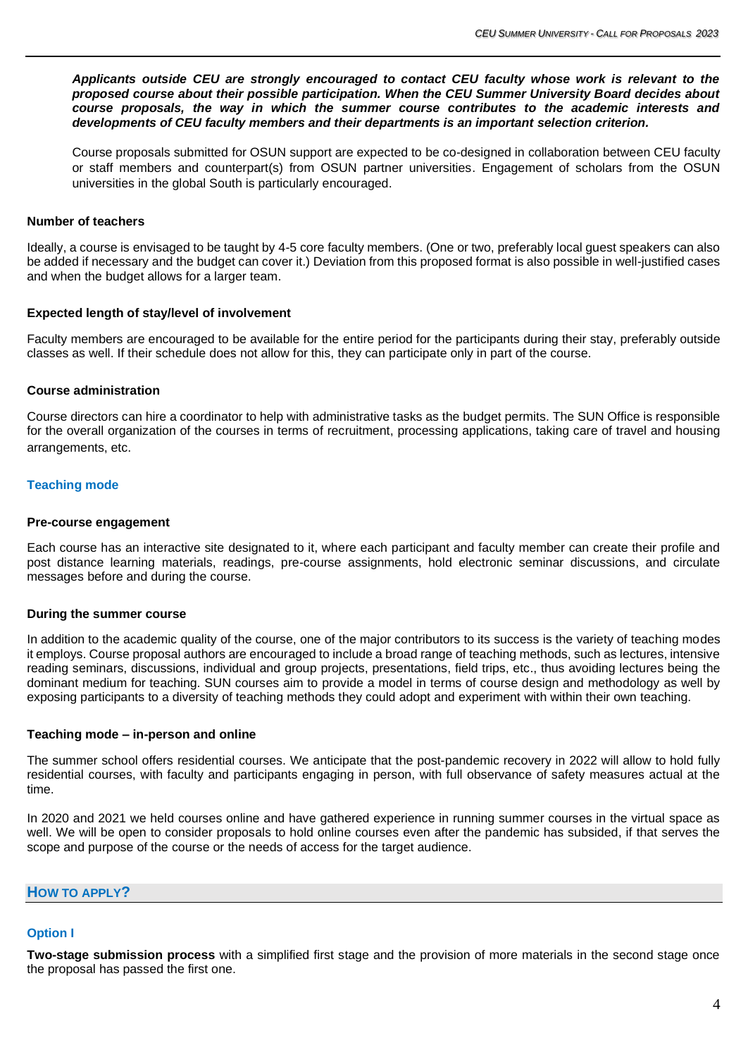***Applicants outside CEU are strongly encouraged to contact CEU faculty whose work is relevant to the proposed course about their possible participation. When the CEU Summer University Board decides about course proposals, the way in which the summer course contributes to the academic interests and developments of CEU faculty members and their departments is an important selection criterion.***

Course proposals submitted for OSUN support are expected to be co-designed in collaboration between CEU faculty or staff members and counterpart(s) from OSUN partner universities. Engagement of scholars from the OSUN universities in the global South is particularly encouraged.

**Number of teachers**

Ideally, a course is envisaged to be taught by 4-5 core faculty members. (One or two, preferably local guest speakers can also be added if necessary and the budget can cover it.) Deviation from this proposed format is also possible in well-justified cases and when the budget allows for a larger team.

**Expected length of stay/level of involvement**

Faculty members are encouraged to be available for the entire period for the participants during their stay, preferably outside classes as well. If their schedule does not allow for this, they can participate only in part of the course.

**Course administration**

Course directors can hire a coordinator to help with administrative tasks as the budget permits. The SUN Office is responsible for the overall organization of the courses in terms of recruitment, processing applications, taking care of travel and housing arrangements, etc.

### Teaching mode

**Pre-course engagement**

Each course has an interactive site designated to it, where each participant and faculty member can create their profile and post distance learning materials, readings, pre-course assignments, hold electronic seminar discussions, and circulate messages before and during the course.

**During the summer course**

In addition to the academic quality of the course, one of the major contributors to its success is the variety of teaching modes it employs. Course proposal authors are encouraged to include a broad range of teaching methods, such as lectures, intensive reading seminars, discussions, individual and group projects, presentations, field trips, etc., thus avoiding lectures being the dominant medium for teaching. SUN courses aim to provide a model in terms of course design and methodology as well by exposing participants to a diversity of teaching methods they could adopt and experiment with within their own teaching.

**Teaching mode – in-person and online**

The summer school offers residential courses. We anticipate that the post-pandemic recovery in 2022 will allow to hold fully residential courses, with faculty and participants engaging in person, with full observance of safety measures actual at the time.

In 2020 and 2021 we held courses online and have gathered experience in running summer courses in the virtual space as well. We will be open to consider proposals to hold online courses even after the pandemic has subsided, if that serves the scope and purpose of the course or the needs of access for the target audience.

## How to apply?

### Option I

**Two-stage submission process** with a simplified first stage and the provision of more materials in the second stage once the proposal has passed the first one.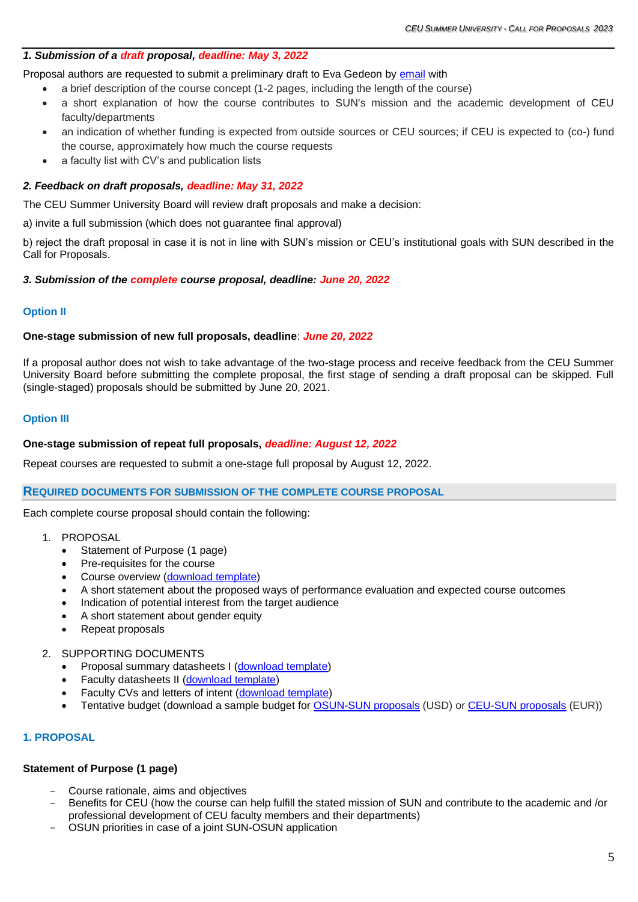***1. Submission of a draft proposal, deadline: May 3, 2022***

Proposal authors are requested to submit a preliminary draft to Eva Gedeon by email with

- a brief description of the course concept (1-2 pages, including the length of the course)
- a short explanation of how the course contributes to SUN's mission and the academic development of CEU faculty/departments
- an indication of whether funding is expected from outside sources or CEU sources; if CEU is expected to (co-) fund the course, approximately how much the course requests
- a faculty list with CV's and publication lists

***2. Feedback on draft proposals, deadline: May 31, 2022***

The CEU Summer University Board will review draft proposals and make a decision:

a) invite a full submission (which does not guarantee final approval)

b) reject the draft proposal in case it is not in line with SUN's mission or CEU's institutional goals with SUN described in the Call for Proposals.

***3. Submission of the complete course proposal, deadline: June 20, 2022***

### Option II

**One-stage submission of new full proposals, deadline**: ***June 20, 2022***

If a proposal author does not wish to take advantage of the two-stage process and receive feedback from the CEU Summer University Board before submitting the complete proposal, the first stage of sending a draft proposal can be skipped. Full (single-staged) proposals should be submitted by June 20, 2021.

### Option III

**One-stage submission of repeat full proposals, *deadline: August 12, 2022***

Repeat courses are requested to submit a one-stage full proposal by August 12, 2022.

## REQUIRED DOCUMENTS FOR SUBMISSION OF THE COMPLETE COURSE PROPOSAL

Each complete course proposal should contain the following:

1. PROPOSAL
   - Statement of Purpose (1 page)
   - Pre-requisites for the course
   - Course overview (download template)
   - A short statement about the proposed ways of performance evaluation and expected course outcomes
   - Indication of potential interest from the target audience
   - A short statement about gender equity
   - Repeat proposals
2. SUPPORTING DOCUMENTS
   - Proposal summary datasheets I (download template)
   - Faculty datasheets II (download template)
   - Faculty CVs and letters of intent (download template)
   - Tentative budget (download a sample budget for OSUN-SUN proposals (USD) or CEU-SUN proposals (EUR))

### 1. PROPOSAL

**Statement of Purpose (1 page)**

- Course rationale, aims and objectives
- Benefits for CEU (how the course can help fulfill the stated mission of SUN and contribute to the academic and /or professional development of CEU faculty members and their departments)
- OSUN priorities in case of a joint SUN-OSUN application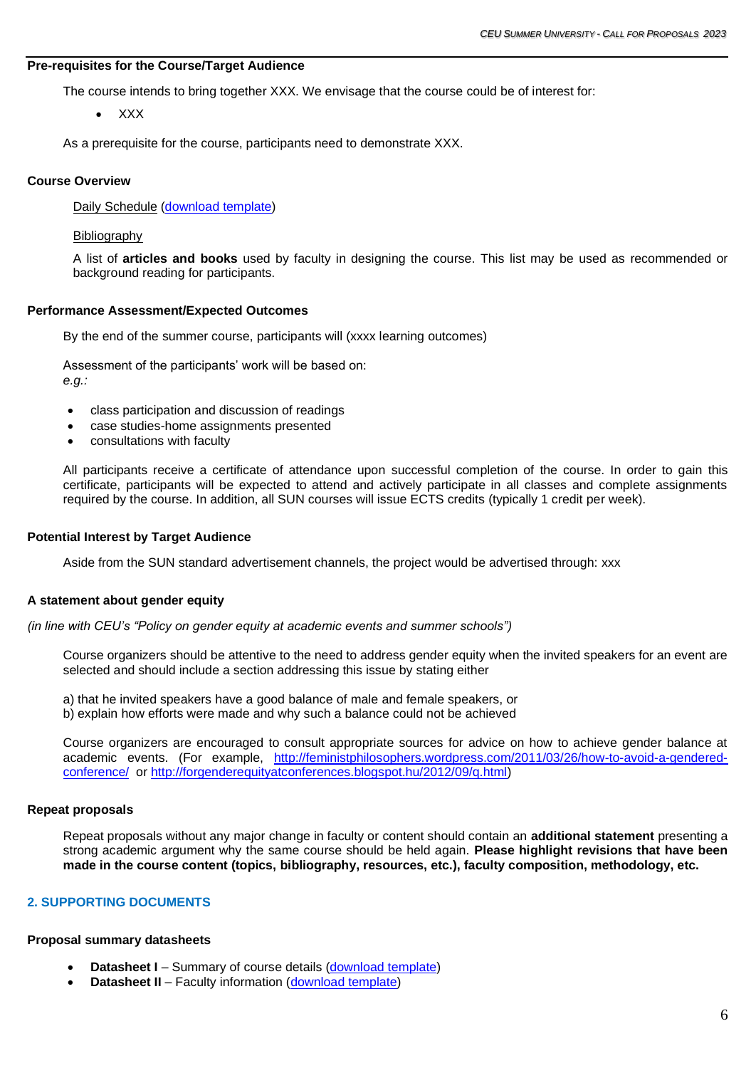**Pre-requisites for the Course/Target Audience**

The course intends to bring together XXX. We envisage that the course could be of interest for:

- XXX

As a prerequisite for the course, participants need to demonstrate XXX.

**Course Overview**

Daily Schedule ([download template]())

Bibliography

A list of **articles and books** used by faculty in designing the course. This list may be used as recommended or background reading for participants.

**Performance Assessment/Expected Outcomes**

By the end of the summer course, participants will (xxxx learning outcomes)

Assessment of the participants' work will be based on:
*e.g.:*

- class participation and discussion of readings
- case studies-home assignments presented
- consultations with faculty

All participants receive a certificate of attendance upon successful completion of the course. In order to gain this certificate, participants will be expected to attend and actively participate in all classes and complete assignments required by the course. In addition, all SUN courses will issue ECTS credits (typically 1 credit per week).

**Potential Interest by Target Audience**

Aside from the SUN standard advertisement channels, the project would be advertised through: xxx

**A statement about gender equity**

*(in line with CEU's "Policy on gender equity at academic events and summer schools")*

Course organizers should be attentive to the need to address gender equity when the invited speakers for an event are selected and should include a section addressing this issue by stating either

a) that he invited speakers have a good balance of male and female speakers, or
b) explain how efforts were made and why such a balance could not be achieved

Course organizers are encouraged to consult appropriate sources for advice on how to achieve gender balance at academic events. (For example, http://feministphilosophers.wordpress.com/2011/03/26/how-to-avoid-a-gendered-conference/ or http://forgenderequityatconferences.blogspot.hu/2012/09/q.html)

**Repeat proposals**

Repeat proposals without any major change in faculty or content should contain an **additional statement** presenting a strong academic argument why the same course should be held again. **Please highlight revisions that have been made in the course content (topics, bibliography, resources, etc.), faculty composition, methodology, etc.**

## 2. SUPPORTING DOCUMENTS

**Proposal summary datasheets**

- **Datasheet I** – Summary of course details ([download template]())
- **Datasheet II** – Faculty information ([download template]())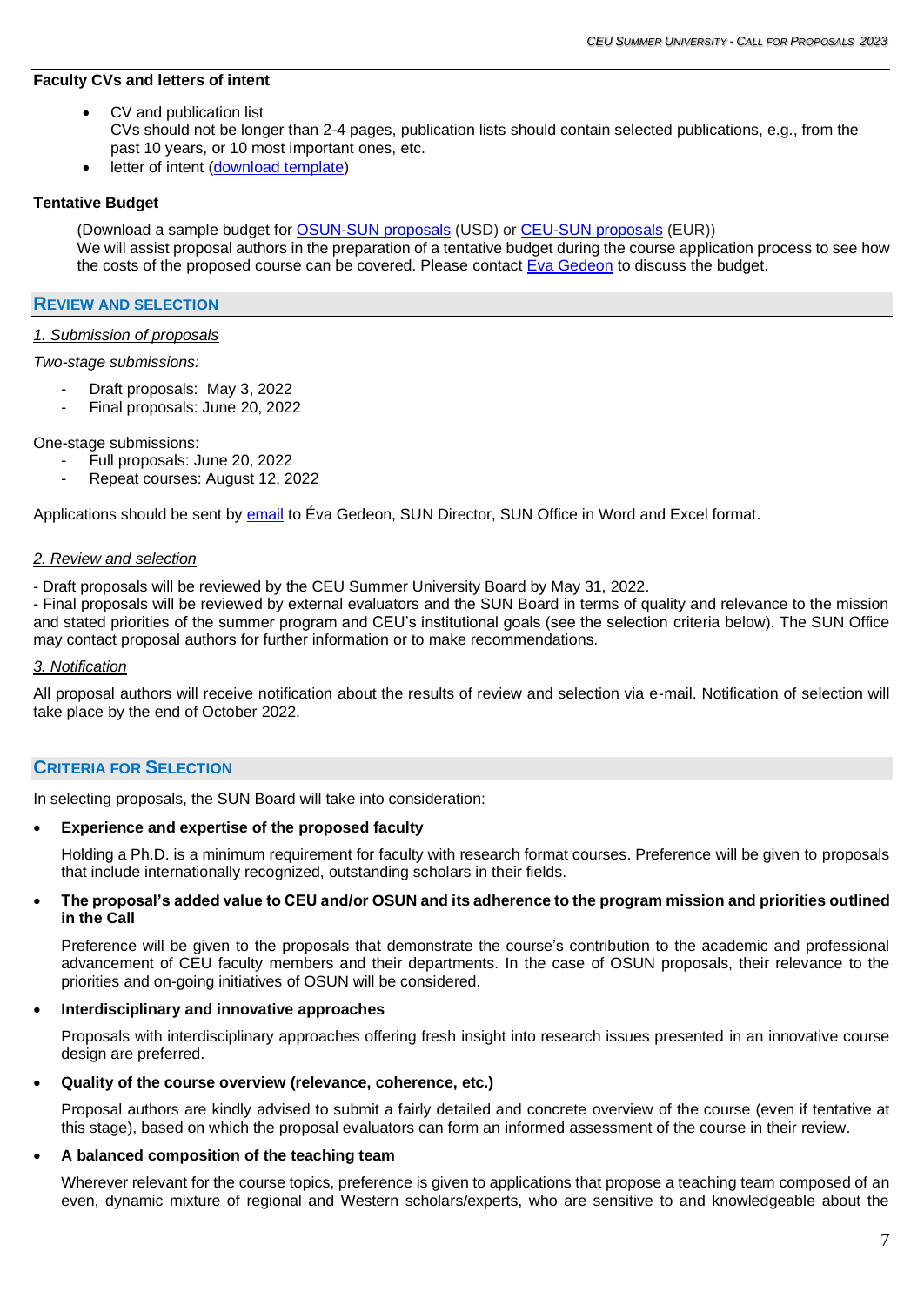**Faculty CVs and letters of intent**

- CV and publication list
  CVs should not be longer than 2-4 pages, publication lists should contain selected publications, e.g., from the past 10 years, or 10 most important ones, etc.
- letter of intent (download template)

**Tentative Budget**

(Download a sample budget for OSUN-SUN proposals (USD) or CEU-SUN proposals (EUR))
We will assist proposal authors in the preparation of a tentative budget during the course application process to see how the costs of the proposed course can be covered. Please contact Eva Gedeon to discuss the budget.

## Review and Selection

*1. Submission of proposals*

*Two-stage submissions:*

- Draft proposals: May 3, 2022
- Final proposals: June 20, 2022

One-stage submissions:

- Full proposals: June 20, 2022
- Repeat courses: August 12, 2022

Applications should be sent by email to Éva Gedeon, SUN Director, SUN Office in Word and Excel format.

*2. Review and selection*

- Draft proposals will be reviewed by the CEU Summer University Board by May 31, 2022.
- Final proposals will be reviewed by external evaluators and the SUN Board in terms of quality and relevance to the mission and stated priorities of the summer program and CEU's institutional goals (see the selection criteria below). The SUN Office may contact proposal authors for further information or to make recommendations.

*3. Notification*

All proposal authors will receive notification about the results of review and selection via e-mail. Notification of selection will take place by the end of October 2022.

## Criteria for Selection

In selecting proposals, the SUN Board will take into consideration:

- **Experience and expertise of the proposed faculty**

  Holding a Ph.D. is a minimum requirement for faculty with research format courses. Preference will be given to proposals that include internationally recognized, outstanding scholars in their fields.

- **The proposal's added value to CEU and/or OSUN and its adherence to the program mission and priorities outlined in the Call**

  Preference will be given to the proposals that demonstrate the course's contribution to the academic and professional advancement of CEU faculty members and their departments. In the case of OSUN proposals, their relevance to the priorities and on-going initiatives of OSUN will be considered.

- **Interdisciplinary and innovative approaches**

  Proposals with interdisciplinary approaches offering fresh insight into research issues presented in an innovative course design are preferred.

- **Quality of the course overview (relevance, coherence, etc.)**

  Proposal authors are kindly advised to submit a fairly detailed and concrete overview of the course (even if tentative at this stage), based on which the proposal evaluators can form an informed assessment of the course in their review.

- **A balanced composition of the teaching team**

  Wherever relevant for the course topics, preference is given to applications that propose a teaching team composed of an even, dynamic mixture of regional and Western scholars/experts, who are sensitive to and knowledgeable about the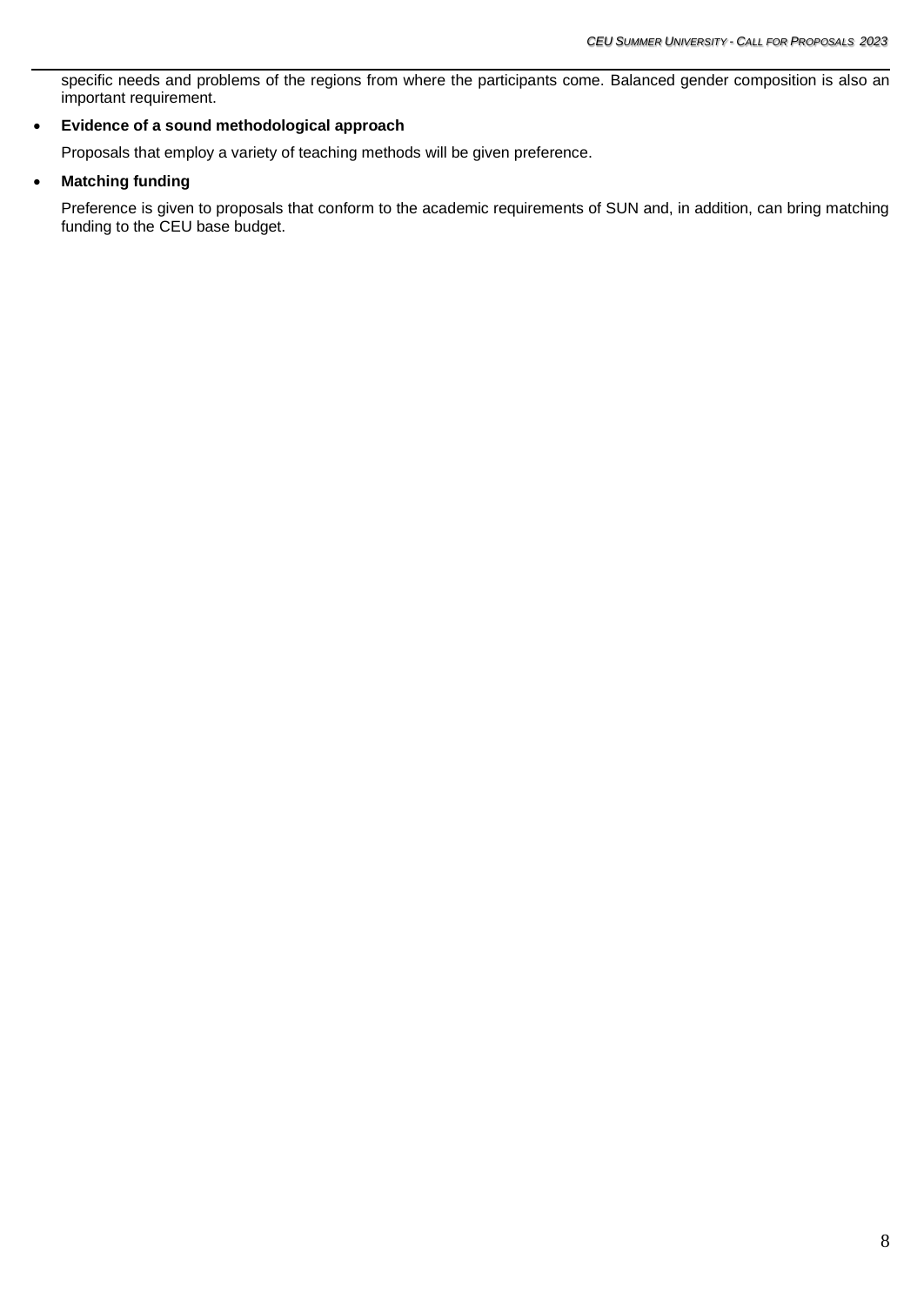specific needs and problems of the regions from where the participants come. Balanced gender composition is also an important requirement.

- **Evidence of a sound methodological approach**

  Proposals that employ a variety of teaching methods will be given preference.

- **Matching funding**

  Preference is given to proposals that conform to the academic requirements of SUN and, in addition, can bring matching funding to the CEU base budget.